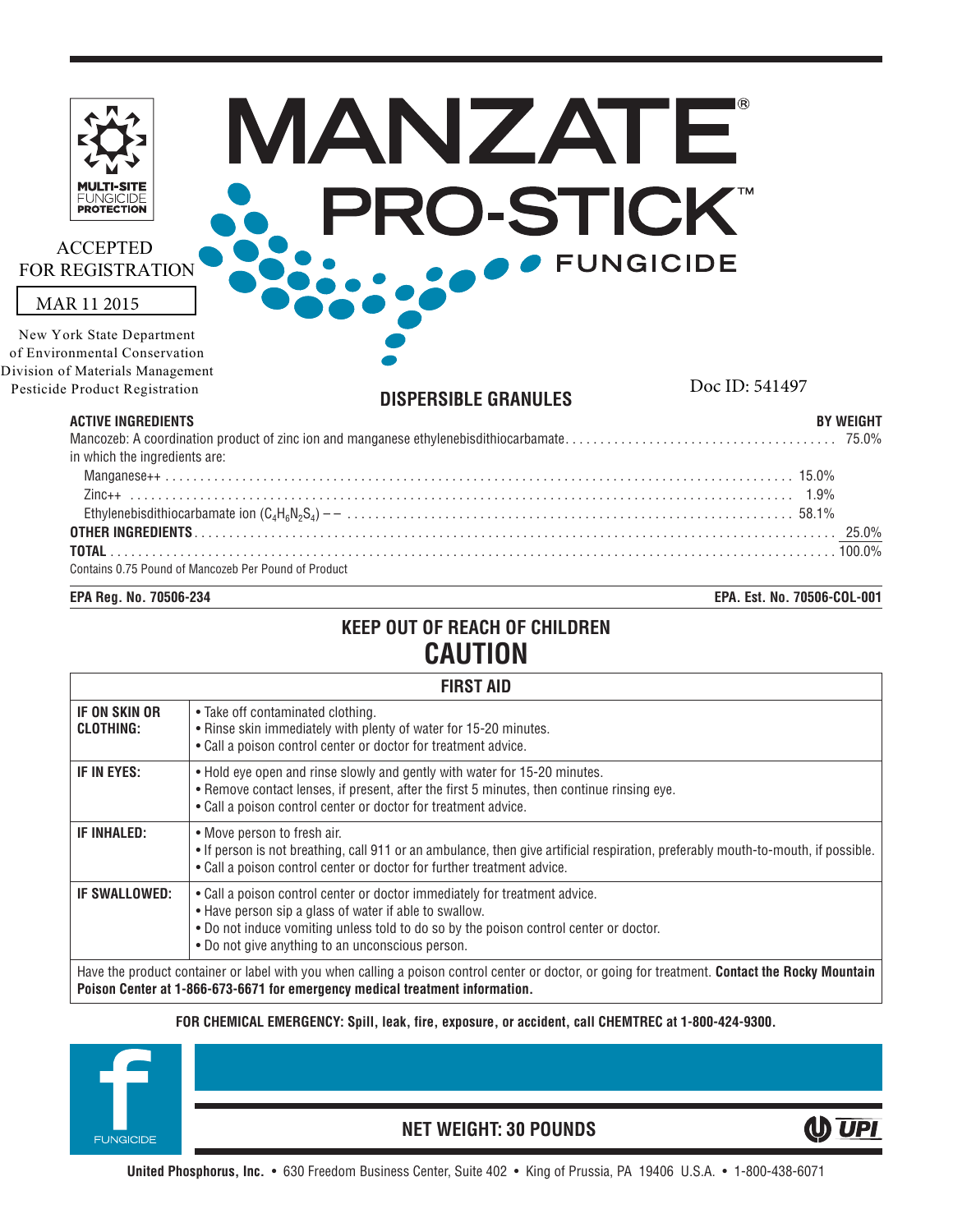MULTI-SITE FUNGICIDE PROTECTION

# MANZATE®

# PRO-STICK™

## FUNGICIDE

ACCEPTED FOR REGISTRATION

MAR 11 2015

New York State Department of Environmental Conservation Division of Materials Management Pesticide Product Registration

Doc ID: 541497

### DISPERSIBLE GRANULES

| ACTIVE INGREDIENTS | | BY WEIGHT |
|---|---|---|
| Mancozeb: A coordination product of zinc ion and manganese ethylenebisdithiocarbamate | | 75.0% |
| in which the ingredients are: | | |
| Manganese++ | 15.0% | |
| Zinc++ | 1.9% | |
| Ethylenebisdithiocarbamate ion ($C_4H_6N_2S_4$) −− | 58.1% | |
| **OTHER INGREDIENTS** | | 25.0% |
| **TOTAL** | | 100.0% |

Contains 0.75 Pound of Mancozeb Per Pound of Product

**EPA Reg. No. 70506-234** **EPA. Est. No. 70506-COL-001**

## KEEP OUT OF REACH OF CHILDREN

## CAUTION

| FIRST AID | |
|---|---|
| **IF ON SKIN OR CLOTHING:** | • Take off contaminated clothing.<br>• Rinse skin immediately with plenty of water for 15-20 minutes.<br>• Call a poison control center or doctor for treatment advice. |
| **IF IN EYES:** | • Hold eye open and rinse slowly and gently with water for 15-20 minutes.<br>• Remove contact lenses, if present, after the first 5 minutes, then continue rinsing eye.<br>• Call a poison control center or doctor for treatment advice. |
| **IF INHALED:** | • Move person to fresh air.<br>• If person is not breathing, call 911 or an ambulance, then give artificial respiration, preferably mouth-to-mouth, if possible.<br>• Call a poison control center or doctor for further treatment advice. |
| **IF SWALLOWED:** | • Call a poison control center or doctor immediately for treatment advice.<br>• Have person sip a glass of water if able to swallow.<br>• Do not induce vomiting unless told to do so by the poison control center or doctor.<br>• Do not give anything to an unconscious person. |
| Have the product container or label with you when calling a poison control center or doctor, or going for treatment. **Contact the Rocky Mountain Poison Center at 1-866-673-6671 for emergency medical treatment information.** | |

**FOR CHEMICAL EMERGENCY: Spill, leak, fire, exposure, or accident, call CHEMTREC at 1-800-424-9300.**

FUNGICIDE

**NET WEIGHT: 30 POUNDS**

UPI

**United Phosphorus, Inc.** • 630 Freedom Business Center, Suite 402 • King of Prussia, PA 19406 U.S.A. • 1-800-438-6071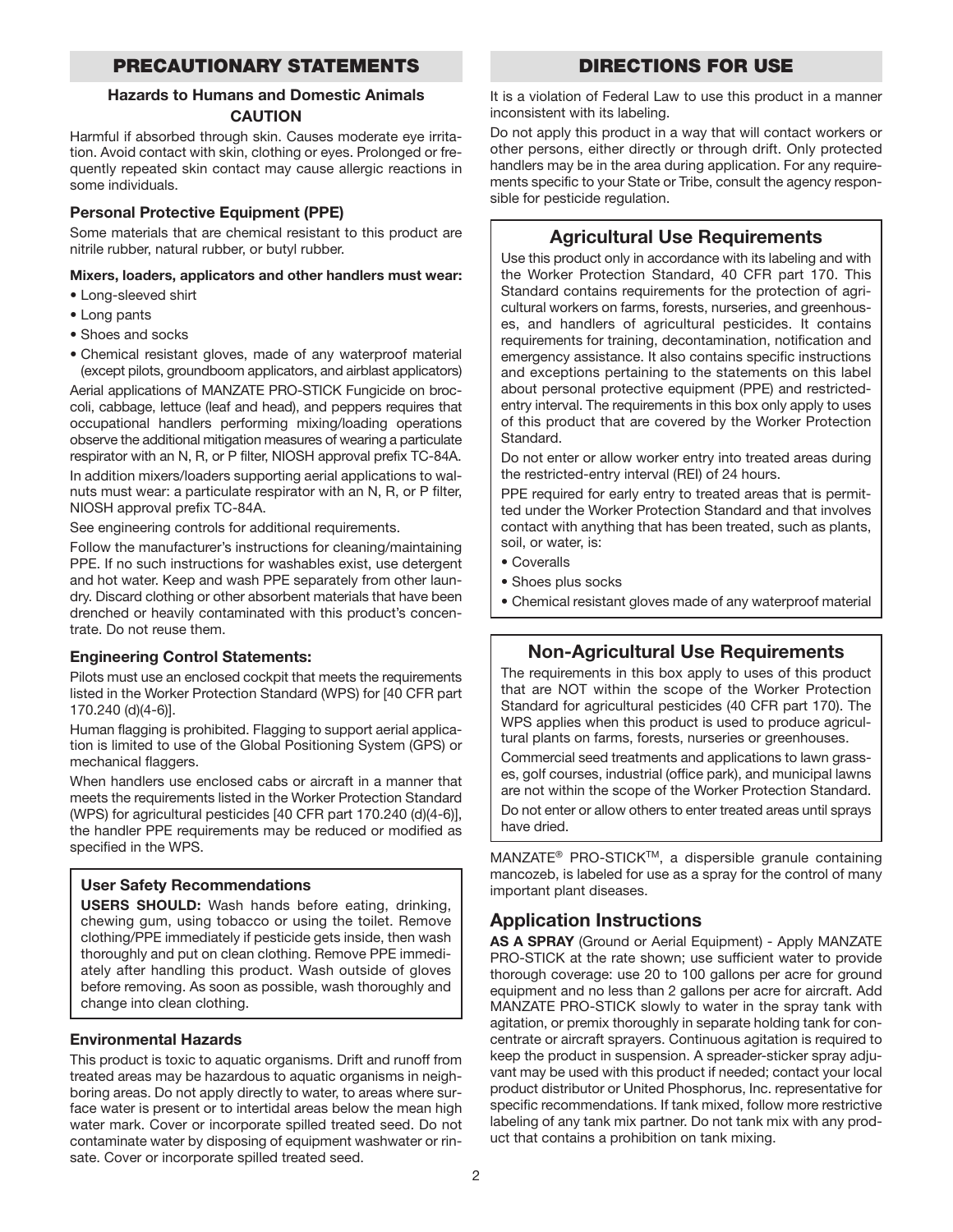## PRECAUTIONARY STATEMENTS

### Hazards to Humans and Domestic Animals

**CAUTION**

Harmful if absorbed through skin. Causes moderate eye irritation. Avoid contact with skin, clothing or eyes. Prolonged or frequently repeated skin contact may cause allergic reactions in some individuals.

### Personal Protective Equipment (PPE)

Some materials that are chemical resistant to this product are nitrile rubber, natural rubber, or butyl rubber.

**Mixers, loaders, applicators and other handlers must wear:**

- Long-sleeved shirt
- Long pants
- Shoes and socks
- Chemical resistant gloves, made of any waterproof material (except pilots, groundboom applicators, and airblast applicators)

Aerial applications of MANZATE PRO-STICK Fungicide on broccoli, cabbage, lettuce (leaf and head), and peppers requires that occupational handlers performing mixing/loading operations observe the additional mitigation measures of wearing a particulate respirator with an N, R, or P filter, NIOSH approval prefix TC-84A.

In addition mixers/loaders supporting aerial applications to walnuts must wear: a particulate respirator with an N, R, or P filter, NIOSH approval prefix TC-84A.

See engineering controls for additional requirements.

Follow the manufacturer's instructions for cleaning/maintaining PPE. If no such instructions for washables exist, use detergent and hot water. Keep and wash PPE separately from other laundry. Discard clothing or other absorbent materials that have been drenched or heavily contaminated with this product's concentrate. Do not reuse them.

### Engineering Control Statements:

Pilots must use an enclosed cockpit that meets the requirements listed in the Worker Protection Standard (WPS) for [40 CFR part 170.240 (d)(4-6)].

Human flagging is prohibited. Flagging to support aerial application is limited to use of the Global Positioning System (GPS) or mechanical flaggers.

When handlers use enclosed cabs or aircraft in a manner that meets the requirements listed in the Worker Protection Standard (WPS) for agricultural pesticides [40 CFR part 170.240 (d)(4-6)], the handler PPE requirements may be reduced or modified as specified in the WPS.

### User Safety Recommendations

**USERS SHOULD:** Wash hands before eating, drinking, chewing gum, using tobacco or using the toilet. Remove clothing/PPE immediately if pesticide gets inside, then wash thoroughly and put on clean clothing. Remove PPE immediately after handling this product. Wash outside of gloves before removing. As soon as possible, wash thoroughly and change into clean clothing.

### Environmental Hazards

This product is toxic to aquatic organisms. Drift and runoff from treated areas may be hazardous to aquatic organisms in neighboring areas. Do not apply directly to water, to areas where surface water is present or to intertidal areas below the mean high water mark. Cover or incorporate spilled treated seed. Do not contaminate water by disposing of equipment washwater or rinsate. Cover or incorporate spilled treated seed.

## DIRECTIONS FOR USE

It is a violation of Federal Law to use this product in a manner inconsistent with its labeling.

Do not apply this product in a way that will contact workers or other persons, either directly or through drift. Only protected handlers may be in the area during application. For any requirements specific to your State or Tribe, consult the agency responsible for pesticide regulation.

### Agricultural Use Requirements

Use this product only in accordance with its labeling and with the Worker Protection Standard, 40 CFR part 170. This Standard contains requirements for the protection of agricultural workers on farms, forests, nurseries, and greenhouses, and handlers of agricultural pesticides. It contains requirements for training, decontamination, notification and emergency assistance. It also contains specific instructions and exceptions pertaining to the statements on this label about personal protective equipment (PPE) and restricted-entry interval. The requirements in this box only apply to uses of this product that are covered by the Worker Protection Standard.

Do not enter or allow worker entry into treated areas during the restricted-entry interval (REI) of 24 hours.

PPE required for early entry to treated areas that is permitted under the Worker Protection Standard and that involves contact with anything that has been treated, such as plants, soil, or water, is:

- Coveralls
- Shoes plus socks
- Chemical resistant gloves made of any waterproof material

### Non-Agricultural Use Requirements

The requirements in this box apply to uses of this product that are NOT within the scope of the Worker Protection Standard for agricultural pesticides (40 CFR part 170). The WPS applies when this product is used to produce agricultural plants on farms, forests, nurseries or greenhouses.

Commercial seed treatments and applications to lawn grasses, golf courses, industrial (office park), and municipal lawns are not within the scope of the Worker Protection Standard.

Do not enter or allow others to enter treated areas until sprays have dried.

MANZATE® PRO-STICK™, a dispersible granule containing mancozeb, is labeled for use as a spray for the control of many important plant diseases.

### Application Instructions

**AS A SPRAY** (Ground or Aerial Equipment) - Apply MANZATE PRO-STICK at the rate shown; use sufficient water to provide thorough coverage: use 20 to 100 gallons per acre for ground equipment and no less than 2 gallons per acre for aircraft. Add MANZATE PRO-STICK slowly to water in the spray tank with agitation, or premix thoroughly in separate holding tank for concentrate or aircraft sprayers. Continuous agitation is required to keep the product in suspension. A spreader-sticker spray adjuvant may be used with this product if needed; contact your local product distributor or United Phosphorus, Inc. representative for specific recommendations. If tank mixed, follow more restrictive labeling of any tank mix partner. Do not tank mix with any product that contains a prohibition on tank mixing.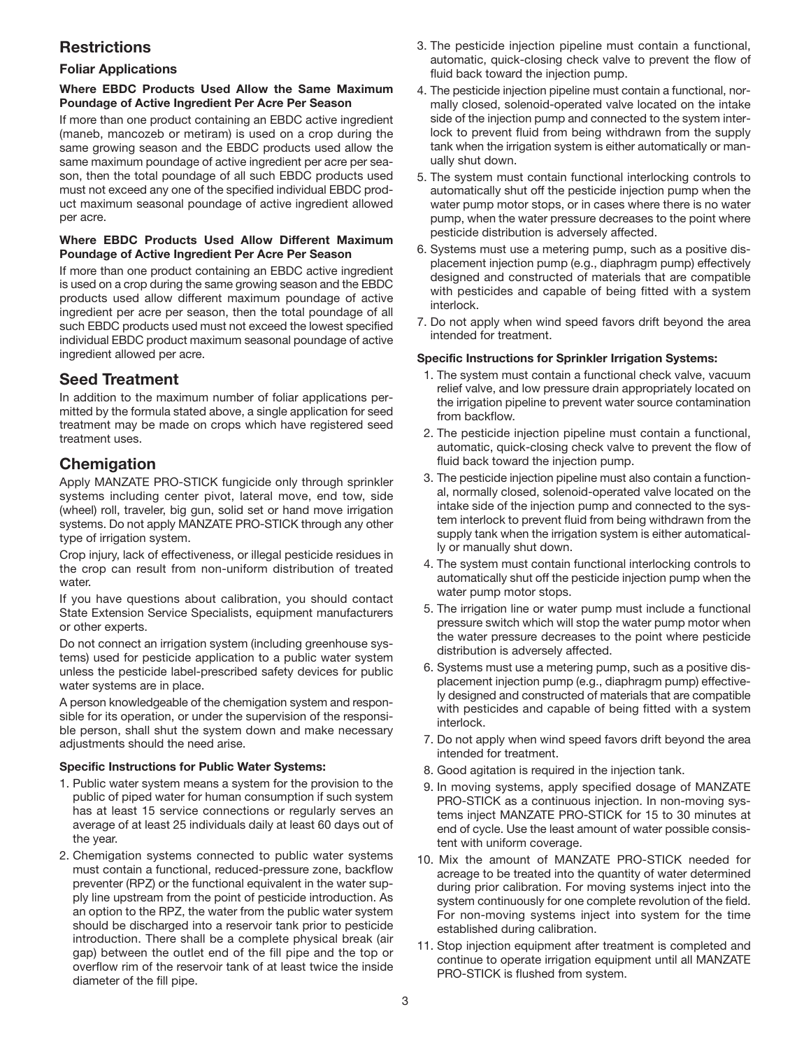## Restrictions

### Foliar Applications

#### Where EBDC Products Used Allow the Same Maximum Poundage of Active Ingredient Per Acre Per Season

If more than one product containing an EBDC active ingredient (maneb, mancozeb or metiram) is used on a crop during the same growing season and the EBDC products used allow the same maximum poundage of active ingredient per acre per season, then the total poundage of all such EBDC products used must not exceed any one of the specified individual EBDC product maximum seasonal poundage of active ingredient allowed per acre.

#### Where EBDC Products Used Allow Different Maximum Poundage of Active Ingredient Per Acre Per Season

If more than one product containing an EBDC active ingredient is used on a crop during the same growing season and the EBDC products used allow different maximum poundage of active ingredient per acre per season, then the total poundage of all such EBDC products used must not exceed the lowest specified individual EBDC product maximum seasonal poundage of active ingredient allowed per acre.

## Seed Treatment

In addition to the maximum number of foliar applications permitted by the formula stated above, a single application for seed treatment may be made on crops which have registered seed treatment uses.

## Chemigation

Apply MANZATE PRO-STICK fungicide only through sprinkler systems including center pivot, lateral move, end tow, side (wheel) roll, traveler, big gun, solid set or hand move irrigation systems. Do not apply MANZATE PRO-STICK through any other type of irrigation system.

Crop injury, lack of effectiveness, or illegal pesticide residues in the crop can result from non-uniform distribution of treated water.

If you have questions about calibration, you should contact State Extension Service Specialists, equipment manufacturers or other experts.

Do not connect an irrigation system (including greenhouse systems) used for pesticide application to a public water system unless the pesticide label-prescribed safety devices for public water systems are in place.

A person knowledgeable of the chemigation system and responsible for its operation, or under the supervision of the responsible person, shall shut the system down and make necessary adjustments should the need arise.

#### Specific Instructions for Public Water Systems:

1. Public water system means a system for the provision to the public of piped water for human consumption if such system has at least 15 service connections or regularly serves an average of at least 25 individuals daily at least 60 days out of the year.
2. Chemigation systems connected to public water systems must contain a functional, reduced-pressure zone, backflow preventer (RPZ) or the functional equivalent in the water supply line upstream from the point of pesticide introduction. As an option to the RPZ, the water from the public water system should be discharged into a reservoir tank prior to pesticide introduction. There shall be a complete physical break (air gap) between the outlet end of the fill pipe and the top or overflow rim of the reservoir tank of at least twice the inside diameter of the fill pipe.
3. The pesticide injection pipeline must contain a functional, automatic, quick-closing check valve to prevent the flow of fluid back toward the injection pump.
4. The pesticide injection pipeline must contain a functional, normally closed, solenoid-operated valve located on the intake side of the injection pump and connected to the system interlock to prevent fluid from being withdrawn from the supply tank when the irrigation system is either automatically or manually shut down.
5. The system must contain functional interlocking controls to automatically shut off the pesticide injection pump when the water pump motor stops, or in cases where there is no water pump, when the water pressure decreases to the point where pesticide distribution is adversely affected.
6. Systems must use a metering pump, such as a positive displacement injection pump (e.g., diaphragm pump) effectively designed and constructed of materials that are compatible with pesticides and capable of being fitted with a system interlock.
7. Do not apply when wind speed favors drift beyond the area intended for treatment.

#### Specific Instructions for Sprinkler Irrigation Systems:

1. The system must contain a functional check valve, vacuum relief valve, and low pressure drain appropriately located on the irrigation pipeline to prevent water source contamination from backflow.
2. The pesticide injection pipeline must contain a functional, automatic, quick-closing check valve to prevent the flow of fluid back toward the injection pump.
3. The pesticide injection pipeline must also contain a functional, normally closed, solenoid-operated valve located on the intake side of the injection pump and connected to the system interlock to prevent fluid from being withdrawn from the supply tank when the irrigation system is either automatically or manually shut down.
4. The system must contain functional interlocking controls to automatically shut off the pesticide injection pump when the water pump motor stops.
5. The irrigation line or water pump must include a functional pressure switch which will stop the water pump motor when the water pressure decreases to the point where pesticide distribution is adversely affected.
6. Systems must use a metering pump, such as a positive displacement injection pump (e.g., diaphragm pump) effectively designed and constructed of materials that are compatible with pesticides and capable of being fitted with a system interlock.
7. Do not apply when wind speed favors drift beyond the area intended for treatment.
8. Good agitation is required in the injection tank.
9. In moving systems, apply specified dosage of MANZATE PRO-STICK as a continuous injection. In non-moving systems inject MANZATE PRO-STICK for 15 to 30 minutes at end of cycle. Use the least amount of water possible consistent with uniform coverage.
10. Mix the amount of MANZATE PRO-STICK needed for acreage to be treated into the quantity of water determined during prior calibration. For moving systems inject into the system continuously for one complete revolution of the field. For non-moving systems inject into system for the time established during calibration.
11. Stop injection equipment after treatment is completed and continue to operate irrigation equipment until all MANZATE PRO-STICK is flushed from system.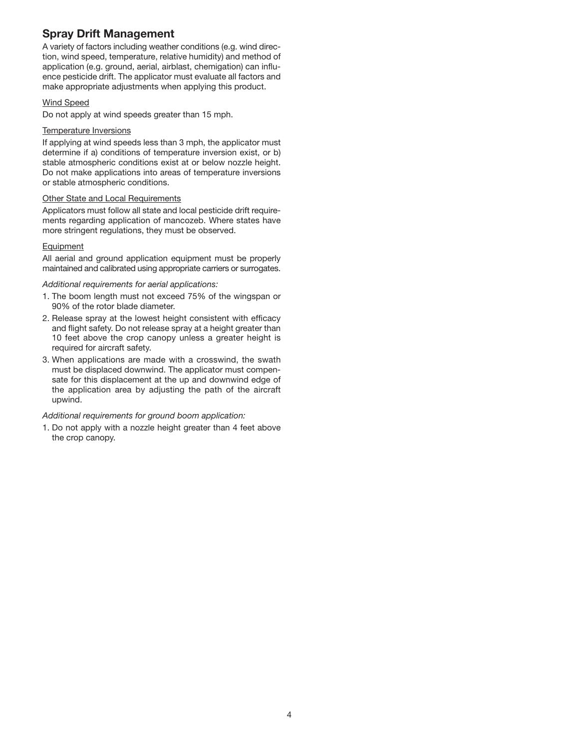## Spray Drift Management

A variety of factors including weather conditions (e.g. wind direction, wind speed, temperature, relative humidity) and method of application (e.g. ground, aerial, airblast, chemigation) can influence pesticide drift. The applicator must evaluate all factors and make appropriate adjustments when applying this product.

### Wind Speed

Do not apply at wind speeds greater than 15 mph.

### Temperature Inversions

If applying at wind speeds less than 3 mph, the applicator must determine if a) conditions of temperature inversion exist, or b) stable atmospheric conditions exist at or below nozzle height. Do not make applications into areas of temperature inversions or stable atmospheric conditions.

### Other State and Local Requirements

Applicators must follow all state and local pesticide drift requirements regarding application of mancozeb. Where states have more stringent regulations, they must be observed.

### Equipment

All aerial and ground application equipment must be properly maintained and calibrated using appropriate carriers or surrogates.

*Additional requirements for aerial applications:*

1. The boom length must not exceed 75% of the wingspan or 90% of the rotor blade diameter.
2. Release spray at the lowest height consistent with efficacy and flight safety. Do not release spray at a height greater than 10 feet above the crop canopy unless a greater height is required for aircraft safety.
3. When applications are made with a crosswind, the swath must be displaced downwind. The applicator must compensate for this displacement at the up and downwind edge of the application area by adjusting the path of the aircraft upwind.

*Additional requirements for ground boom application:*

1. Do not apply with a nozzle height greater than 4 feet above the crop canopy.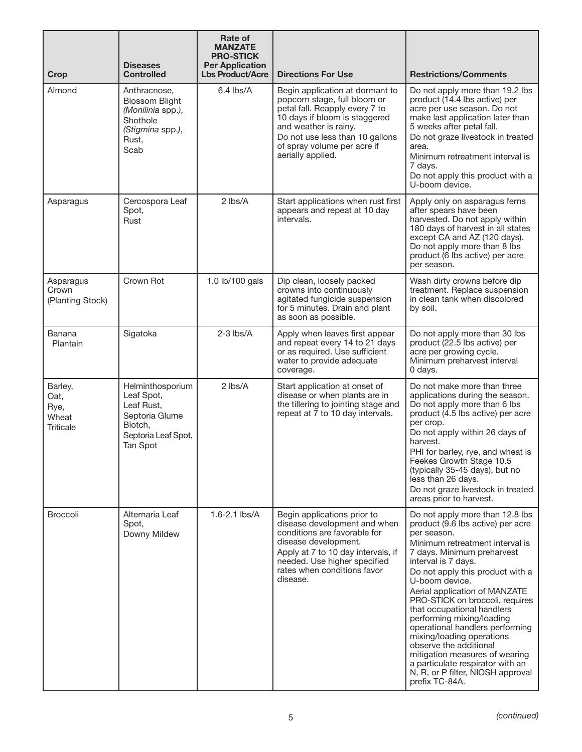| Crop | Diseases Controlled | Rate of MANZATE PRO-STICK Per Application Lbs Product/Acre | Directions For Use | Restrictions/Comments |
|---|---|---|---|---|
| Almond | Anthracnose, Blossom Blight (*Monilinia* spp.), Shothole (*Stigmina* spp.), Rust, Scab | 6.4 lbs/A | Begin application at dormant to popcorn stage, full bloom or petal fall. Reapply every 7 to 10 days if bloom is staggered and weather is rainy. Do not use less than 10 gallons of spray volume per acre if aerially applied. | Do not apply more than 19.2 lbs product (14.4 lbs active) per acre per use season. Do not make last application later than 5 weeks after petal fall. Do not graze livestock in treated area. Minimum retreatment interval is 7 days. Do not apply this product with a U-boom device. |
| Asparagus | Cercospora Leaf Spot, Rust | 2 lbs/A | Start applications when rust first appears and repeat at 10 day intervals. | Apply only on asparagus ferns after spears have been harvested. Do not apply within 180 days of harvest in all states except CA and AZ (120 days). Do not apply more than 8 lbs product (6 lbs active) per acre per season. |
| Asparagus Crown (Planting Stock) | Crown Rot | 1.0 lb/100 gals | Dip clean, loosely packed crowns into continuously agitated fungicide suspension for 5 minutes. Drain and plant as soon as possible. | Wash dirty crowns before dip treatment. Replace suspension in clean tank when discolored by soil. |
| Banana Plantain | Sigatoka | 2-3 lbs/A | Apply when leaves first appear and repeat every 14 to 21 days or as required. Use sufficient water to provide adequate coverage. | Do not apply more than 30 lbs product (22.5 lbs active) per acre per growing cycle. Minimum preharvest interval 0 days. |
| Barley, Oat, Rye, Wheat Triticale | Helminthosporium Leaf Spot, Leaf Rust, Septoria Glume Blotch, Septoria Leaf Spot, Tan Spot | 2 lbs/A | Start application at onset of disease or when plants are in the tillering to jointing stage and repeat at 7 to 10 day intervals. | Do not make more than three applications during the season. Do not apply more than 6 lbs product (4.5 lbs active) per acre per crop. Do not apply within 26 days of harvest. PHI for barley, rye, and wheat is Feekes Growth Stage 10.5 (typically 35-45 days), but no less than 26 days. Do not graze livestock in treated areas prior to harvest. |
| Broccoli | Alternaria Leaf Spot, Downy Mildew | 1.6-2.1 lbs/A | Begin applications prior to disease development and when conditions are favorable for disease development. Apply at 7 to 10 day intervals, if needed. Use higher specified rates when conditions favor disease. | Do not apply more than 12.8 lbs product (9.6 lbs active) per acre per season. Minimum retreatment interval is 7 days. Minimum preharvest interval is 7 days. Do not apply this product with a U-boom device. Aerial application of MANZATE PRO-STICK on broccoli, requires that occupational handlers performing mixing/loading operational handlers performing mixing/loading operations observe the additional mitigation measures of wearing a particulate respirator with an N, R, or P filter, NIOSH approval prefix TC-84A. |

*(continued)*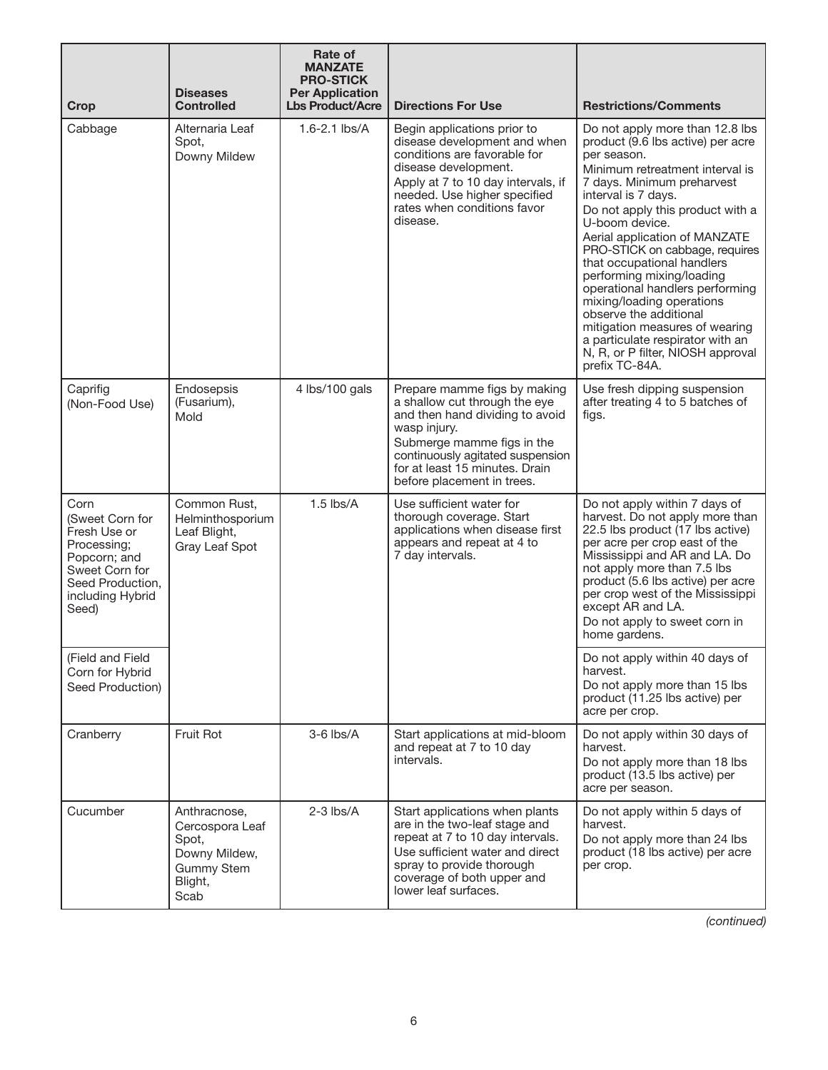| Crop | Diseases Controlled | Rate of MANZATE PRO-STICK Per Application Lbs Product/Acre | Directions For Use | Restrictions/Comments |
|---|---|---|---|---|
| Cabbage | Alternaria Leaf Spot, Downy Mildew | 1.6-2.1 lbs/A | Begin applications prior to disease development and when conditions are favorable for disease development. Apply at 7 to 10 day intervals, if needed. Use higher specified rates when conditions favor disease. | Do not apply more than 12.8 lbs product (9.6 lbs active) per acre per season. Minimum retreatment interval is 7 days. Minimum preharvest interval is 7 days. Do not apply this product with a U-boom device. Aerial application of MANZATE PRO-STICK on cabbage, requires that occupational handlers performing mixing/loading operational handlers performing mixing/loading operations observe the additional mitigation measures of wearing a particulate respirator with an N, R, or P filter, NIOSH approval prefix TC-84A. |
| Caprifig (Non-Food Use) | Endosepsis (Fusarium), Mold | 4 lbs/100 gals | Prepare mamme figs by making a shallow cut through the eye and then hand dividing to avoid wasp injury. Submerge mamme figs in the continuously agitated suspension for at least 15 minutes. Drain before placement in trees. | Use fresh dipping suspension after treating 4 to 5 batches of figs. |
| Corn (Sweet Corn for Fresh Use or Processing; Popcorn; and Sweet Corn for Seed Production, including Hybrid Seed) | Common Rust, Helminthosporium Leaf Blight, Gray Leaf Spot | 1.5 lbs/A | Use sufficient water for thorough coverage. Start applications when disease first appears and repeat at 4 to 7 day intervals. | Do not apply within 7 days of harvest. Do not apply more than 22.5 lbs product (17 lbs active) per acre per crop east of the Mississippi and AR and LA. Do not apply more than 7.5 lbs product (5.6 lbs active) per acre per crop west of the Mississippi except AR and LA. Do not apply to sweet corn in home gardens. |
| (Field and Field Corn for Hybrid Seed Production) | | | | Do not apply within 40 days of harvest. Do not apply more than 15 lbs product (11.25 lbs active) per acre per crop. |
| Cranberry | Fruit Rot | 3-6 lbs/A | Start applications at mid-bloom and repeat at 7 to 10 day intervals. | Do not apply within 30 days of harvest. Do not apply more than 18 lbs product (13.5 lbs active) per acre per season. |
| Cucumber | Anthracnose, Cercospora Leaf Spot, Downy Mildew, Gummy Stem Blight, Scab | 2-3 lbs/A | Start applications when plants are in the two-leaf stage and repeat at 7 to 10 day intervals. Use sufficient water and direct spray to provide thorough coverage of both upper and lower leaf surfaces. | Do not apply within 5 days of harvest. Do not apply more than 24 lbs product (18 lbs active) per acre per crop. |

*(continued)*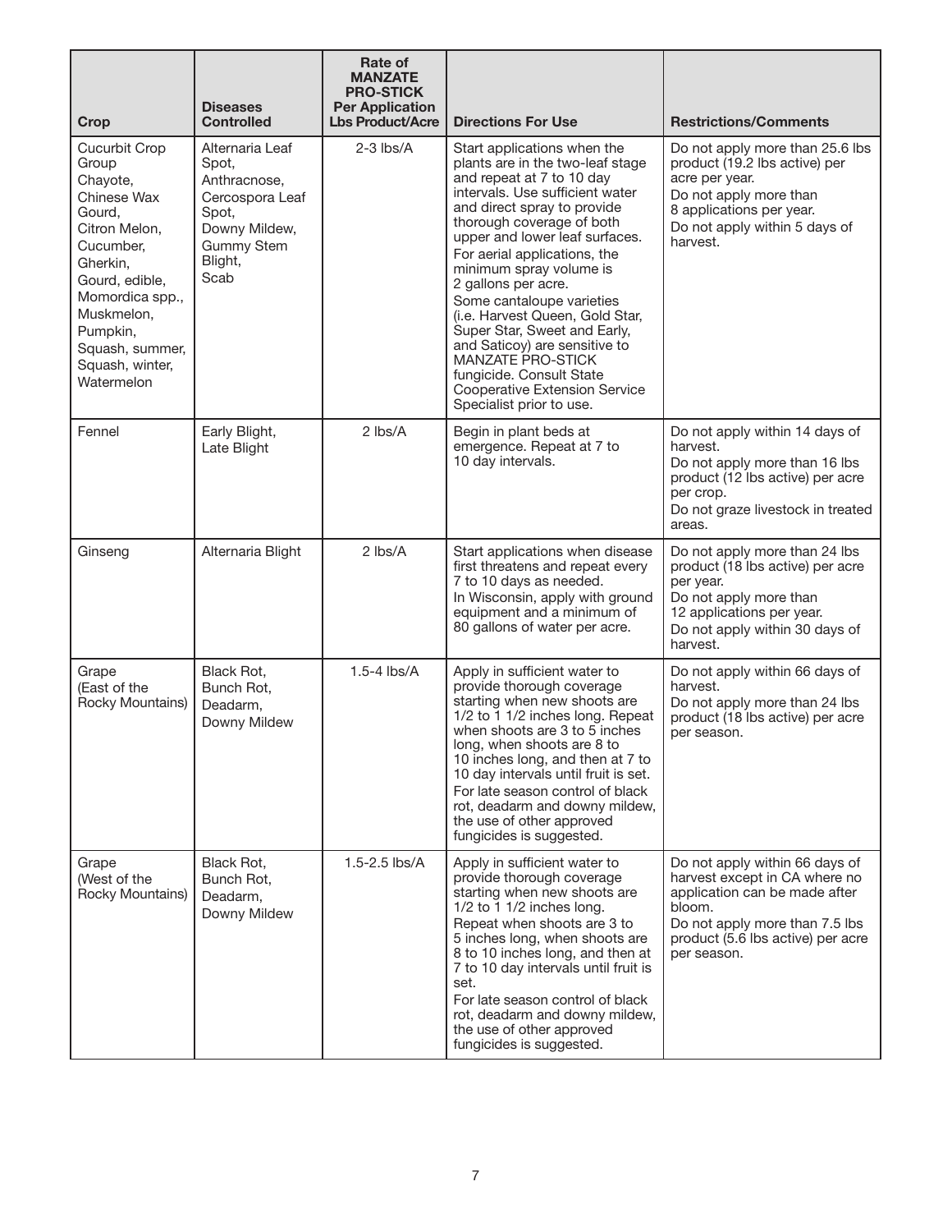| Crop | Diseases Controlled | Rate of MANZATE PRO-STICK Per Application Lbs Product/Acre | Directions For Use | Restrictions/Comments |
|---|---|---|---|---|
| Cucurbit Crop Group Chayote, Chinese Wax Gourd, Citron Melon, Cucumber, Gherkin, Gourd, edible, Momordica spp., Muskmelon, Pumpkin, Squash, summer, Squash, winter, Watermelon | Alternaria Leaf Spot, Anthracnose, Cercospora Leaf Spot, Downy Mildew, Gummy Stem Blight, Scab | 2-3 lbs/A | Start applications when the plants are in the two-leaf stage and repeat at 7 to 10 day intervals. Use sufficient water and direct spray to provide thorough coverage of both upper and lower leaf surfaces. For aerial applications, the minimum spray volume is 2 gallons per acre. Some cantaloupe varieties (i.e. Harvest Queen, Gold Star, Super Star, Sweet and Early, and Saticoy) are sensitive to MANZATE PRO-STICK fungicide. Consult State Cooperative Extension Service Specialist prior to use. | Do not apply more than 25.6 lbs product (19.2 lbs active) per acre per year. Do not apply more than 8 applications per year. Do not apply within 5 days of harvest. |
| Fennel | Early Blight, Late Blight | 2 lbs/A | Begin in plant beds at emergence. Repeat at 7 to 10 day intervals. | Do not apply within 14 days of harvest. Do not apply more than 16 lbs product (12 lbs active) per acre per crop. Do not graze livestock in treated areas. |
| Ginseng | Alternaria Blight | 2 lbs/A | Start applications when disease first threatens and repeat every 7 to 10 days as needed. In Wisconsin, apply with ground equipment and a minimum of 80 gallons of water per acre. | Do not apply more than 24 lbs product (18 lbs active) per acre per year. Do not apply more than 12 applications per year. Do not apply within 30 days of harvest. |
| Grape (East of the Rocky Mountains) | Black Rot, Bunch Rot, Deadarm, Downy Mildew | 1.5-4 lbs/A | Apply in sufficient water to provide thorough coverage starting when new shoots are 1/2 to 1 1/2 inches long. Repeat when shoots are 3 to 5 inches long, when shoots are 8 to 10 inches long, and then at 7 to 10 day intervals until fruit is set. For late season control of black rot, deadarm and downy mildew, the use of other approved fungicides is suggested. | Do not apply within 66 days of harvest. Do not apply more than 24 lbs product (18 lbs active) per acre per season. |
| Grape (West of the Rocky Mountains) | Black Rot, Bunch Rot, Deadarm, Downy Mildew | 1.5-2.5 lbs/A | Apply in sufficient water to provide thorough coverage starting when new shoots are 1/2 to 1 1/2 inches long. Repeat when shoots are 3 to 5 inches long, when shoots are 8 to 10 inches long, and then at 7 to 10 day intervals until fruit is set. For late season control of black rot, deadarm and downy mildew, the use of other approved fungicides is suggested. | Do not apply within 66 days of harvest except in CA where no application can be made after bloom. Do not apply more than 7.5 lbs product (5.6 lbs active) per acre per season. |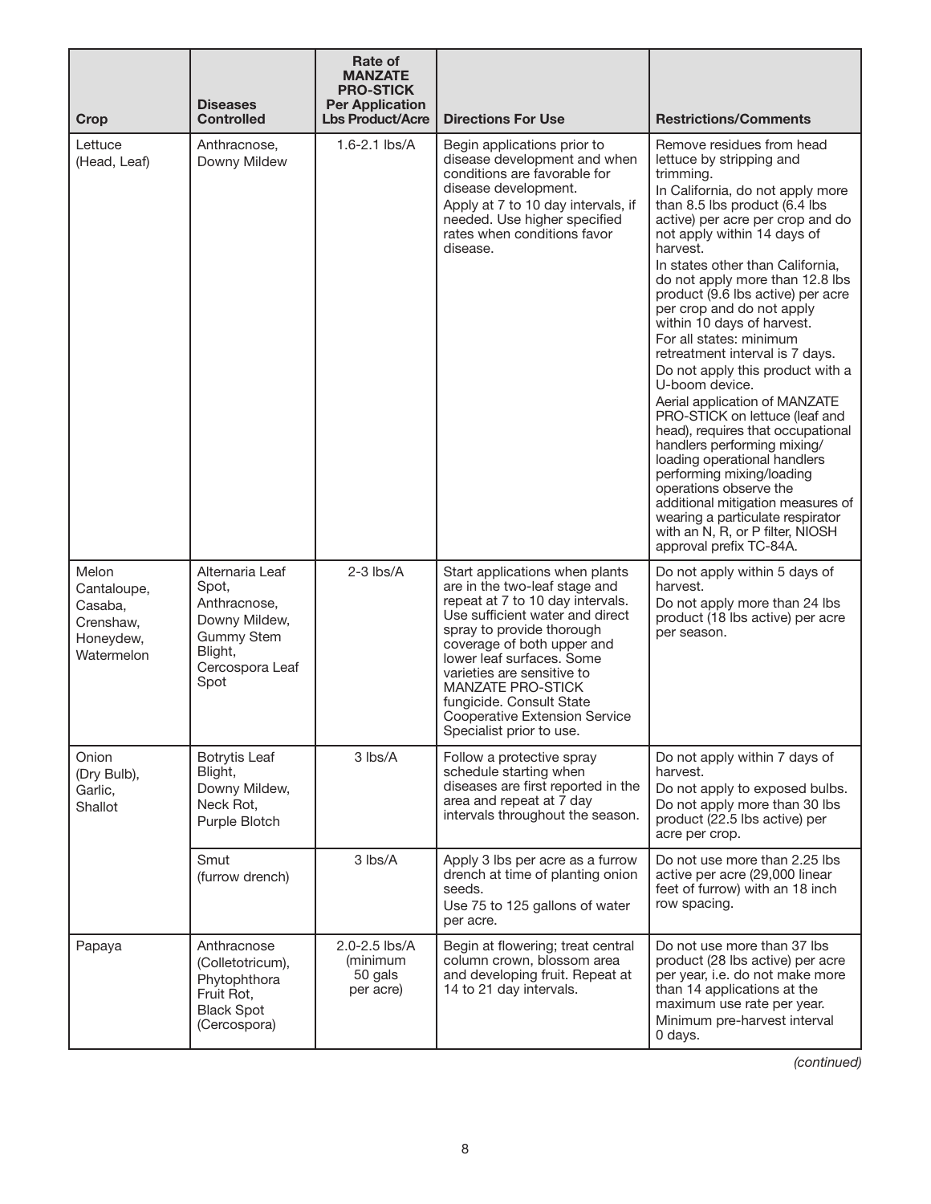| Crop | Diseases Controlled | Rate of MANZATE PRO-STICK Per Application Lbs Product/Acre | Directions For Use | Restrictions/Comments |
|---|---|---|---|---|
| Lettuce (Head, Leaf) | Anthracnose, Downy Mildew | 1.6-2.1 lbs/A | Begin applications prior to disease development and when conditions are favorable for disease development. Apply at 7 to 10 day intervals, if needed. Use higher specified rates when conditions favor disease. | Remove residues from head lettuce by stripping and trimming. In California, do not apply more than 8.5 lbs product (6.4 lbs active) per acre per crop and do not apply within 14 days of harvest. In states other than California, do not apply more than 12.8 lbs product (9.6 lbs active) per acre per crop and do not apply within 10 days of harvest. For all states: minimum retreatment interval is 7 days. Do not apply this product with a U-boom device. Aerial application of MANZATE PRO-STICK on lettuce (leaf and head), requires that occupational handlers performing mixing/loading operational handlers performing mixing/loading operations observe the additional mitigation measures of wearing a particulate respirator with an N, R, or P filter, NIOSH approval prefix TC-84A. |
| Melon Cantaloupe, Casaba, Crenshaw, Honeydew, Watermelon | Alternaria Leaf Spot, Anthracnose, Downy Mildew, Gummy Stem Blight, Cercospora Leaf Spot | 2-3 lbs/A | Start applications when plants are in the two-leaf stage and repeat at 7 to 10 day intervals. Use sufficient water and direct spray to provide thorough coverage of both upper and lower leaf surfaces. Some varieties are sensitive to MANZATE PRO-STICK fungicide. Consult State Cooperative Extension Service Specialist prior to use. | Do not apply within 5 days of harvest. Do not apply more than 24 lbs product (18 lbs active) per acre per season. |
| Onion (Dry Bulb), Garlic, Shallot | Botrytis Leaf Blight, Downy Mildew, Neck Rot, Purple Blotch | 3 lbs/A | Follow a protective spray schedule starting when diseases are first reported in the area and repeat at 7 day intervals throughout the season. | Do not apply within 7 days of harvest. Do not apply to exposed bulbs. Do not apply more than 30 lbs product (22.5 lbs active) per acre per crop. |
| | Smut (furrow drench) | 3 lbs/A | Apply 3 lbs per acre as a furrow drench at time of planting onion seeds. Use 75 to 125 gallons of water per acre. | Do not use more than 2.25 lbs active per acre (29,000 linear feet of furrow) with an 18 inch row spacing. |
| Papaya | Anthracnose (Colletotricum), Phytophthora Fruit Rot, Black Spot (Cercospora) | 2.0-2.5 lbs/A (minimum 50 gals per acre) | Begin at flowering; treat central column crown, blossom area and developing fruit. Repeat at 14 to 21 day intervals. | Do not use more than 37 lbs product (28 lbs active) per acre per year, i.e. do not make more than 14 applications at the maximum use rate per year. Minimum pre-harvest interval 0 days. |

*(continued)*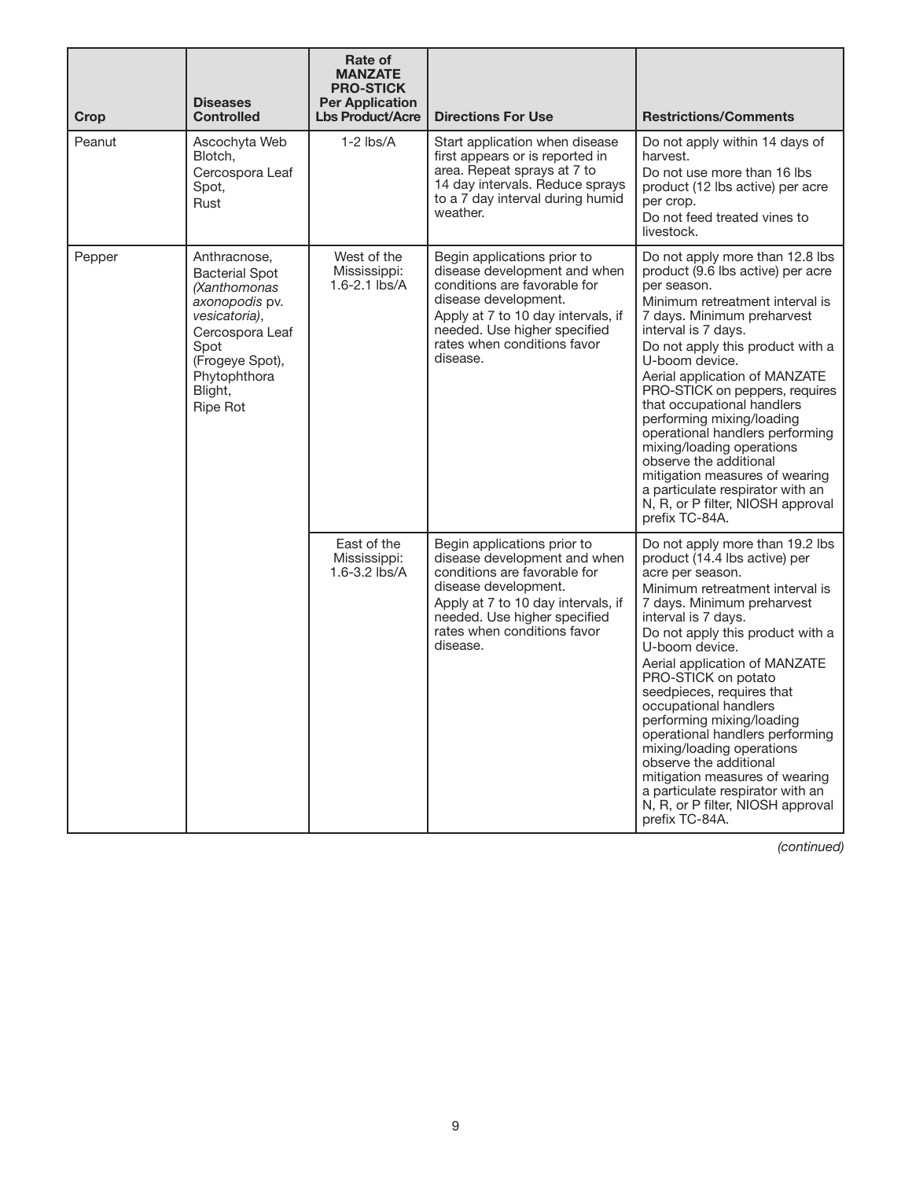| Crop | Diseases Controlled | Rate of MANZATE PRO-STICK Per Application Lbs Product/Acre | Directions For Use | Restrictions/Comments |
|---|---|---|---|---|
| Peanut | Ascochyta Web Blotch, Cercospora Leaf Spot, Rust | 1-2 lbs/A | Start application when disease first appears or is reported in area. Repeat sprays at 7 to 14 day intervals. Reduce sprays to a 7 day interval during humid weather. | Do not apply within 14 days of harvest. Do not use more than 16 lbs product (12 lbs active) per acre per crop. Do not feed treated vines to livestock. |
| Pepper | Anthracnose, Bacterial Spot *(Xanthomonas axonopodis* pv. *vesicatoria)*, Cercospora Leaf Spot (Frogeye Spot), Phytophthora Blight, Ripe Rot | West of the Mississippi: 1.6-2.1 lbs/A | Begin applications prior to disease development and when conditions are favorable for disease development. Apply at 7 to 10 day intervals, if needed. Use higher specified rates when conditions favor disease. | Do not apply more than 12.8 lbs product (9.6 lbs active) per acre per season. Minimum retreatment interval is 7 days. Minimum preharvest interval is 7 days. Do not apply this product with a U-boom device. Aerial application of MANZATE PRO-STICK on peppers, requires that occupational handlers performing mixing/loading operational handlers performing mixing/loading operations observe the additional mitigation measures of wearing a particulate respirator with an N, R, or P filter, NIOSH approval prefix TC-84A. |
| | | East of the Mississippi: 1.6-3.2 lbs/A | Begin applications prior to disease development and when conditions are favorable for disease development. Apply at 7 to 10 day intervals, if needed. Use higher specified rates when conditions favor disease. | Do not apply more than 19.2 lbs product (14.4 lbs active) per acre per season. Minimum retreatment interval is 7 days. Minimum preharvest interval is 7 days. Do not apply this product with a U-boom device. Aerial application of MANZATE PRO-STICK on potato seedpieces, requires that occupational handlers performing mixing/loading operational handlers performing mixing/loading operations observe the additional mitigation measures of wearing a particulate respirator with an N, R, or P filter, NIOSH approval prefix TC-84A. |

*(continued)*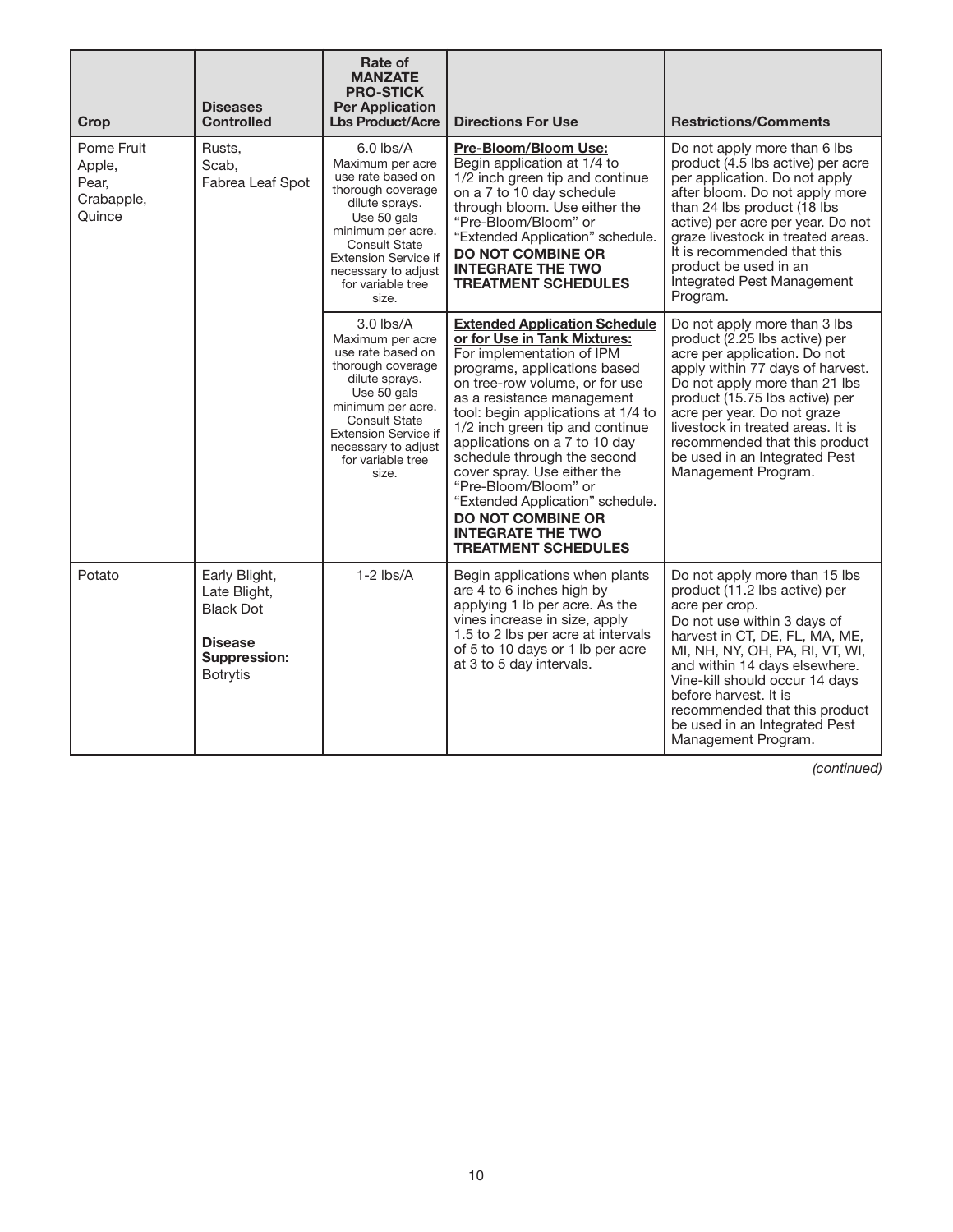| Crop | Diseases Controlled | Rate of MANZATE PRO-STICK Per Application Lbs Product/Acre | Directions For Use | Restrictions/Comments |
|---|---|---|---|---|
| Pome Fruit<br>Apple,<br>Pear,<br>Crabapple,<br>Quince | Rusts,<br>Scab,<br>Fabrea Leaf Spot | 6.0 lbs/A<br>Maximum per acre use rate based on thorough coverage dilute sprays. Use 50 gals minimum per acre. Consult State Extension Service if necessary to adjust for variable tree size. | **Pre-Bloom/Bloom Use:**<br>Begin application at 1/4 to 1/2 inch green tip and continue on a 7 to 10 day schedule through bloom. Use either the "Pre-Bloom/Bloom" or "Extended Application" schedule. **DO NOT COMBINE OR INTEGRATE THE TWO TREATMENT SCHEDULES** | Do not apply more than 6 lbs product (4.5 lbs active) per acre per application. Do not apply after bloom. Do not apply more than 24 lbs product (18 lbs active) per acre per year. Do not graze livestock in treated areas. It is recommended that this product be used in an Integrated Pest Management Program. |
| | | 3.0 lbs/A<br>Maximum per acre use rate based on thorough coverage dilute sprays. Use 50 gals minimum per acre. Consult State Extension Service if necessary to adjust for variable tree size. | **Extended Application Schedule or for Use in Tank Mixtures:**<br>For implementation of IPM programs, applications based on tree-row volume, or for use as a resistance management tool: begin applications at 1/4 to 1/2 inch green tip and continue applications on a 7 to 10 day schedule through the second cover spray. Use either the "Pre-Bloom/Bloom" or "Extended Application" schedule. **DO NOT COMBINE OR INTEGRATE THE TWO TREATMENT SCHEDULES** | Do not apply more than 3 lbs product (2.25 lbs active) per acre per application. Do not apply within 77 days of harvest. Do not apply more than 21 lbs product (15.75 lbs active) per acre per year. Do not graze livestock in treated areas. It is recommended that this product be used in an Integrated Pest Management Program. |
| Potato | Early Blight,<br>Late Blight,<br>Black Dot<br><br>**Disease Suppression:**<br>Botrytis | 1-2 lbs/A | Begin applications when plants are 4 to 6 inches high by applying 1 lb per acre. As the vines increase in size, apply 1.5 to 2 lbs per acre at intervals of 5 to 10 days or 1 lb per acre at 3 to 5 day intervals. | Do not apply more than 15 lbs product (11.2 lbs active) per acre per crop.<br>Do not use within 3 days of harvest in CT, DE, FL, MA, ME, MI, NH, NY, OH, PA, RI, VT, WI, and within 14 days elsewhere. Vine-kill should occur 14 days before harvest. It is recommended that this product be used in an Integrated Pest Management Program. |

*(continued)*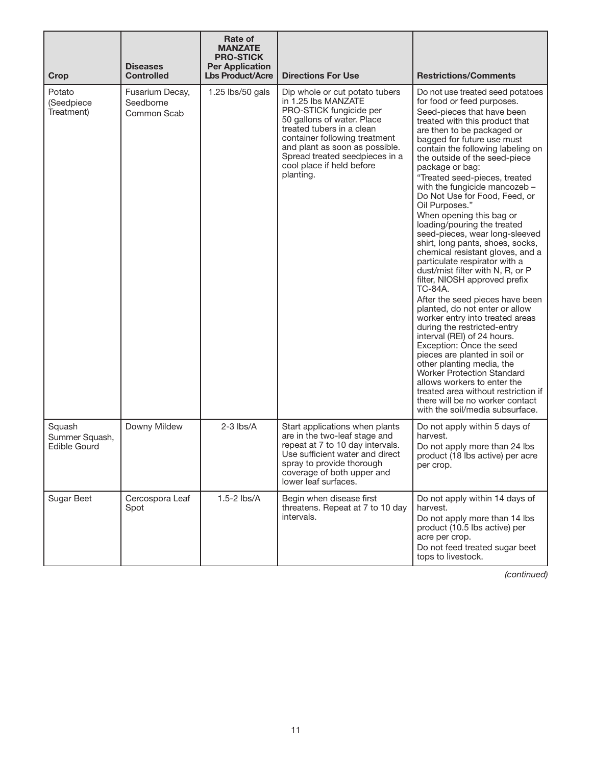| Crop | Diseases Controlled | Rate of MANZATE PRO-STICK Per Application Lbs Product/Acre | Directions For Use | Restrictions/Comments |
|---|---|---|---|---|
| Potato (Seedpiece Treatment) | Fusarium Decay, Seedborne Common Scab | 1.25 lbs/50 gals | Dip whole or cut potato tubers in 1.25 lbs MANZATE PRO-STICK fungicide per 50 gallons of water. Place treated tubers in a clean container following treatment and plant as soon as possible. Spread treated seedpieces in a cool place if held before planting. | Do not use treated seed potatoes for food or feed purposes.<br>Seed-pieces that have been treated with this product that are then to be packaged or bagged for future use must contain the following labeling on the outside of the seed-piece package or bag:<br>"Treated seed-pieces, treated with the fungicide mancozeb – Do Not Use for Food, Feed, or Oil Purposes."<br>When opening this bag or loading/pouring the treated seed-pieces, wear long-sleeved shirt, long pants, shoes, socks, chemical resistant gloves, and a particulate respirator with a dust/mist filter with N, R, or P filter, NIOSH approved prefix TC-84A.<br>After the seed pieces have been planted, do not enter or allow worker entry into treated areas during the restricted-entry interval (REI) of 24 hours. Exception: Once the seed pieces are planted in soil or other planting media, the Worker Protection Standard allows workers to enter the treated area without restriction if there will be no worker contact with the soil/media subsurface. |
| Squash Summer Squash, Edible Gourd | Downy Mildew | 2-3 lbs/A | Start applications when plants are in the two-leaf stage and repeat at 7 to 10 day intervals. Use sufficient water and direct spray to provide thorough coverage of both upper and lower leaf surfaces. | Do not apply within 5 days of harvest.<br>Do not apply more than 24 lbs product (18 lbs active) per acre per crop. |
| Sugar Beet | Cercospora Leaf Spot | 1.5-2 lbs/A | Begin when disease first threatens. Repeat at 7 to 10 day intervals. | Do not apply within 14 days of harvest.<br>Do not apply more than 14 lbs product (10.5 lbs active) per acre per crop.<br>Do not feed treated sugar beet tops to livestock. |

*(continued)*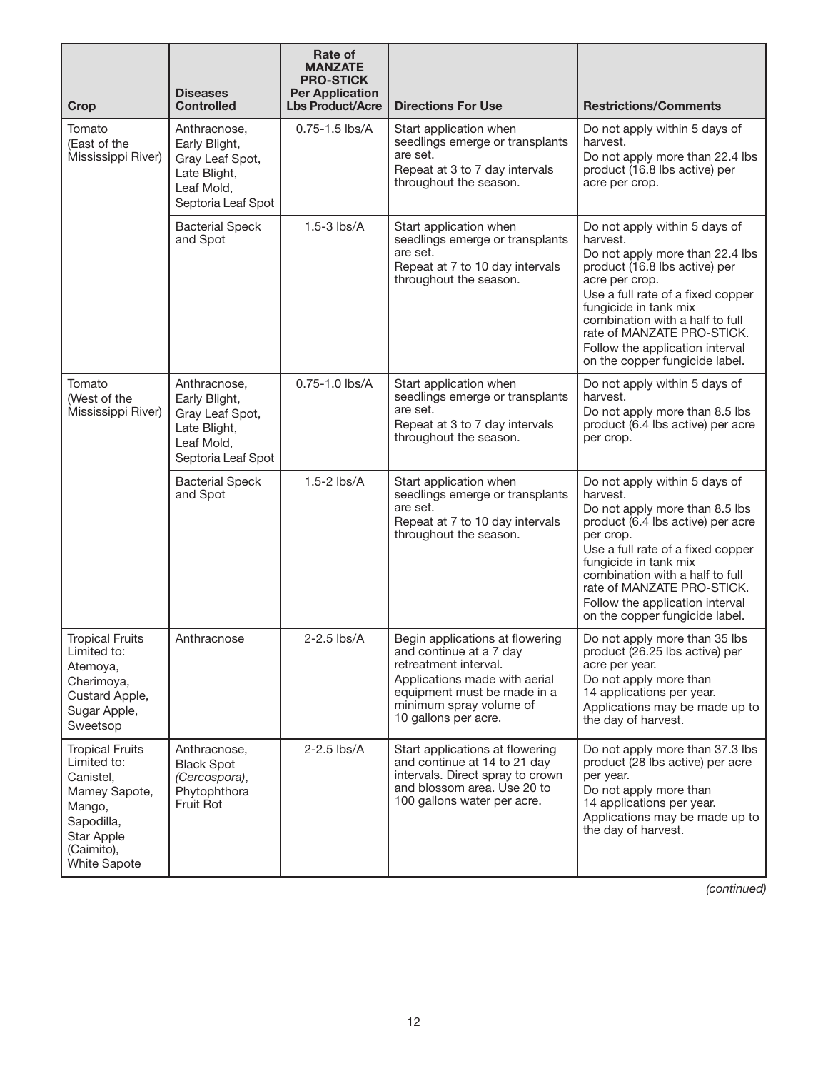| Crop | Diseases Controlled | Rate of MANZATE PRO-STICK Per Application Lbs Product/Acre | Directions For Use | Restrictions/Comments |
|---|---|---|---|---|
| Tomato (East of the Mississippi River) | Anthracnose, Early Blight, Gray Leaf Spot, Late Blight, Leaf Mold, Septoria Leaf Spot | 0.75-1.5 lbs/A | Start application when seedlings emerge or transplants are set. Repeat at 3 to 7 day intervals throughout the season. | Do not apply within 5 days of harvest. Do not apply more than 22.4 lbs product (16.8 lbs active) per acre per crop. |
| | Bacterial Speck and Spot | 1.5-3 lbs/A | Start application when seedlings emerge or transplants are set. Repeat at 7 to 10 day intervals throughout the season. | Do not apply within 5 days of harvest. Do not apply more than 22.4 lbs product (16.8 lbs active) per acre per crop. Use a full rate of a fixed copper fungicide in tank mix combination with a half to full rate of MANZATE PRO-STICK. Follow the application interval on the copper fungicide label. |
| Tomato (West of the Mississippi River) | Anthracnose, Early Blight, Gray Leaf Spot, Late Blight, Leaf Mold, Septoria Leaf Spot | 0.75-1.0 lbs/A | Start application when seedlings emerge or transplants are set. Repeat at 3 to 7 day intervals throughout the season. | Do not apply within 5 days of harvest. Do not apply more than 8.5 lbs product (6.4 lbs active) per acre per crop. |
| | Bacterial Speck and Spot | 1.5-2 lbs/A | Start application when seedlings emerge or transplants are set. Repeat at 7 to 10 day intervals throughout the season. | Do not apply within 5 days of harvest. Do not apply more than 8.5 lbs product (6.4 lbs active) per acre per crop. Use a full rate of a fixed copper fungicide in tank mix combination with a half to full rate of MANZATE PRO-STICK. Follow the application interval on the copper fungicide label. |
| Tropical Fruits Limited to: Atemoya, Cherimoya, Custard Apple, Sugar Apple, Sweetsop | Anthracnose | 2-2.5 lbs/A | Begin applications at flowering and continue at a 7 day retreatment interval. Applications made with aerial equipment must be made in a minimum spray volume of 10 gallons per acre. | Do not apply more than 35 lbs product (26.25 lbs active) per acre per year. Do not apply more than 14 applications per year. Applications may be made up to the day of harvest. |
| Tropical Fruits Limited to: Canistel, Mamey Sapote, Mango, Sapodilla, Star Apple (Caimito), White Sapote | Anthracnose, Black Spot *(Cercospora)*, Phytophthora Fruit Rot | 2-2.5 lbs/A | Start applications at flowering and continue at 14 to 21 day intervals. Direct spray to crown and blossom area. Use 20 to 100 gallons water per acre. | Do not apply more than 37.3 lbs product (28 lbs active) per acre per year. Do not apply more than 14 applications per year. Applications may be made up to the day of harvest. |

*(continued)*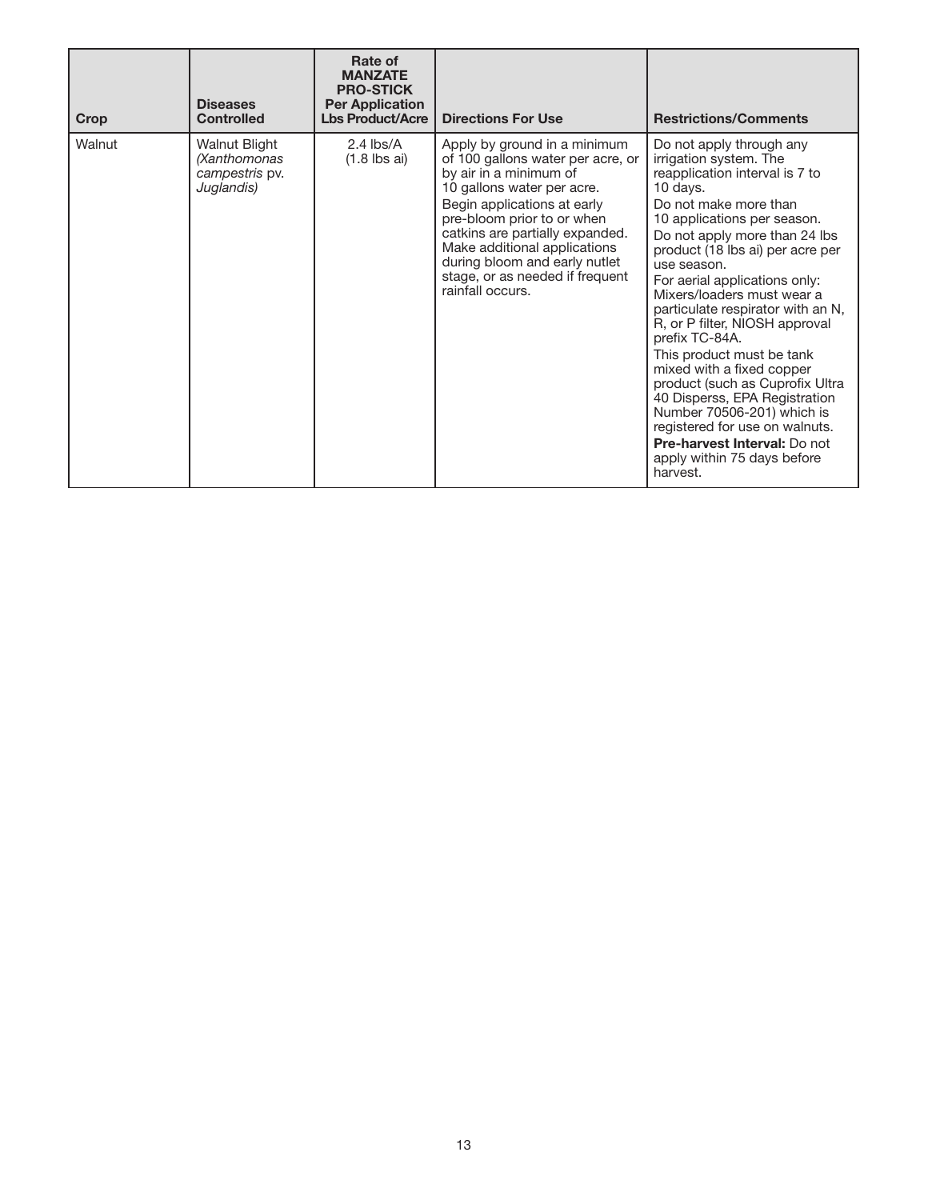| Crop | Diseases Controlled | Rate of MANZATE PRO-STICK Per Application Lbs Product/Acre | Directions For Use | Restrictions/Comments |
|---|---|---|---|---|
| Walnut | Walnut Blight *(Xanthomonas campestris* pv. *Juglandis)* | 2.4 lbs/A (1.8 lbs ai) | Apply by ground in a minimum of 100 gallons water per acre, or by air in a minimum of 10 gallons water per acre.<br>Begin applications at early pre-bloom prior to or when catkins are partially expanded. Make additional applications during bloom and early nutlet stage, or as needed if frequent rainfall occurs. | Do not apply through any irrigation system. The reapplication interval is 7 to 10 days.<br>Do not make more than 10 applications per season.<br>Do not apply more than 24 lbs product (18 lbs ai) per acre per use season.<br>For aerial applications only: Mixers/loaders must wear a particulate respirator with an N, R, or P filter, NIOSH approval prefix TC-84A.<br>This product must be tank mixed with a fixed copper product (such as Cuprofix Ultra 40 Disperss, EPA Registration Number 70506-201) which is registered for use on walnuts.<br>**Pre-harvest Interval:** Do not apply within 75 days before harvest. |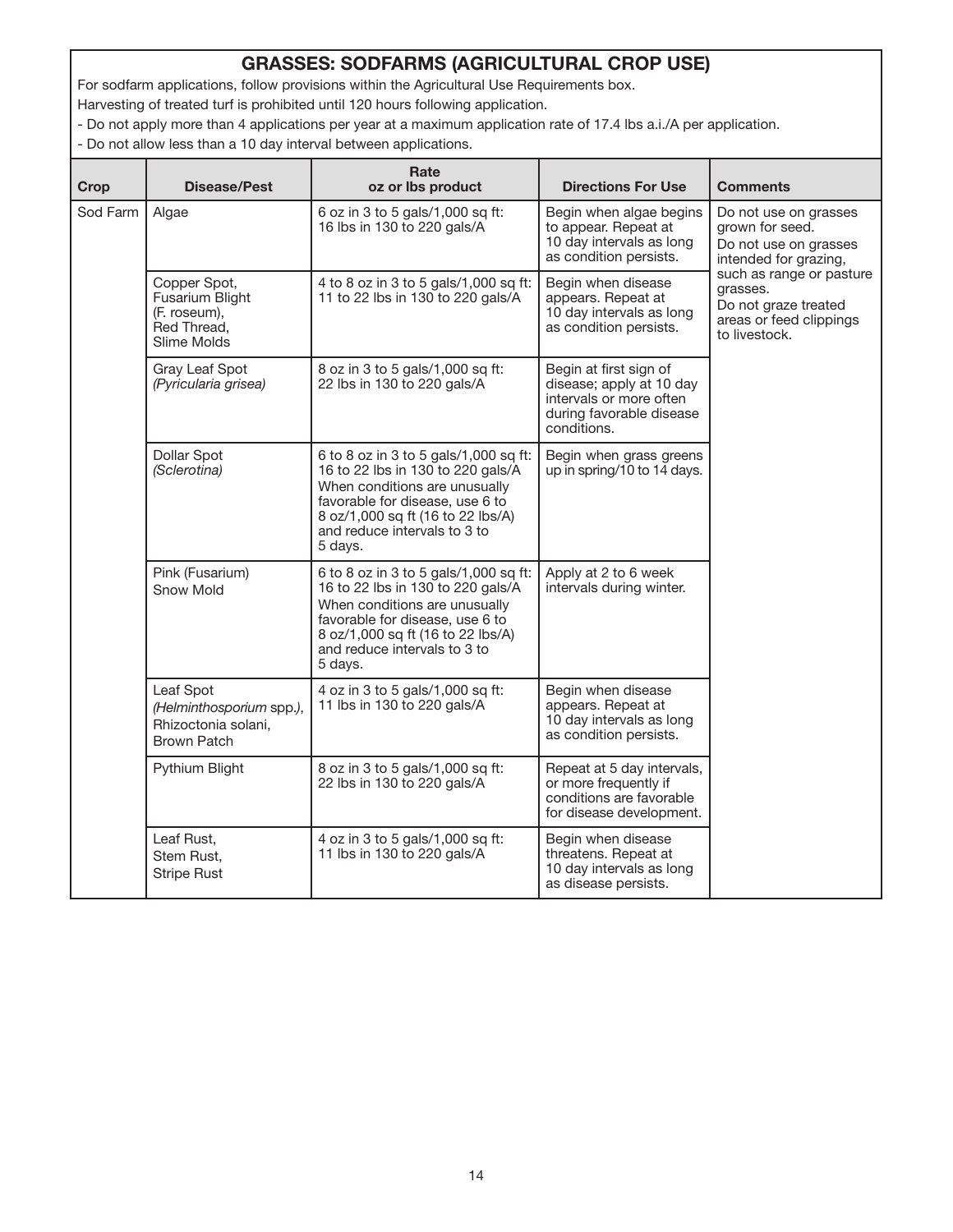## GRASSES: SODFARMS (AGRICULTURAL CROP USE)

For sodfarm applications, follow provisions within the Agricultural Use Requirements box.

Harvesting of treated turf is prohibited until 120 hours following application.

- Do not apply more than 4 applications per year at a maximum application rate of 17.4 lbs a.i./A per application.
- Do not allow less than a 10 day interval between applications.

| Crop | Disease/Pest | Rate oz or lbs product | Directions For Use | Comments |
|---|---|---|---|---|
| Sod Farm | Algae | 6 oz in 3 to 5 gals/1,000 sq ft: 16 lbs in 130 to 220 gals/A | Begin when algae begins to appear. Repeat at 10 day intervals as long as condition persists. | Do not use on grasses grown for seed. Do not use on grasses intended for grazing, such as range or pasture grasses. Do not graze treated areas or feed clippings to livestock. |
| | Copper Spot, Fusarium Blight (F. roseum), Red Thread, Slime Molds | 4 to 8 oz in 3 to 5 gals/1,000 sq ft: 11 to 22 lbs in 130 to 220 gals/A | Begin when disease appears. Repeat at 10 day intervals as long as condition persists. | |
| | Gray Leaf Spot *(Pyricularia grisea)* | 8 oz in 3 to 5 gals/1,000 sq ft: 22 lbs in 130 to 220 gals/A | Begin at first sign of disease; apply at 10 day intervals or more often during favorable disease conditions. | |
| | Dollar Spot *(Sclerotina)* | 6 to 8 oz in 3 to 5 gals/1,000 sq ft: 16 to 22 lbs in 130 to 220 gals/A When conditions are unusually favorable for disease, use 6 to 8 oz/1,000 sq ft (16 to 22 lbs/A) and reduce intervals to 3 to 5 days. | Begin when grass greens up in spring/10 to 14 days. | |
| | Pink (Fusarium) Snow Mold | 6 to 8 oz in 3 to 5 gals/1,000 sq ft: 16 to 22 lbs in 130 to 220 gals/A When conditions are unusually favorable for disease, use 6 to 8 oz/1,000 sq ft (16 to 22 lbs/A) and reduce intervals to 3 to 5 days. | Apply at 2 to 6 week intervals during winter. | |
| | Leaf Spot *(Helminthosporium* spp.), Rhizoctonia solani, Brown Patch | 4 oz in 3 to 5 gals/1,000 sq ft: 11 lbs in 130 to 220 gals/A | Begin when disease appears. Repeat at 10 day intervals as long as condition persists. | |
| | Pythium Blight | 8 oz in 3 to 5 gals/1,000 sq ft: 22 lbs in 130 to 220 gals/A | Repeat at 5 day intervals, or more frequently if conditions are favorable for disease development. | |
| | Leaf Rust, Stem Rust, Stripe Rust | 4 oz in 3 to 5 gals/1,000 sq ft: 11 lbs in 130 to 220 gals/A | Begin when disease threatens. Repeat at 10 day intervals as long as disease persists. | |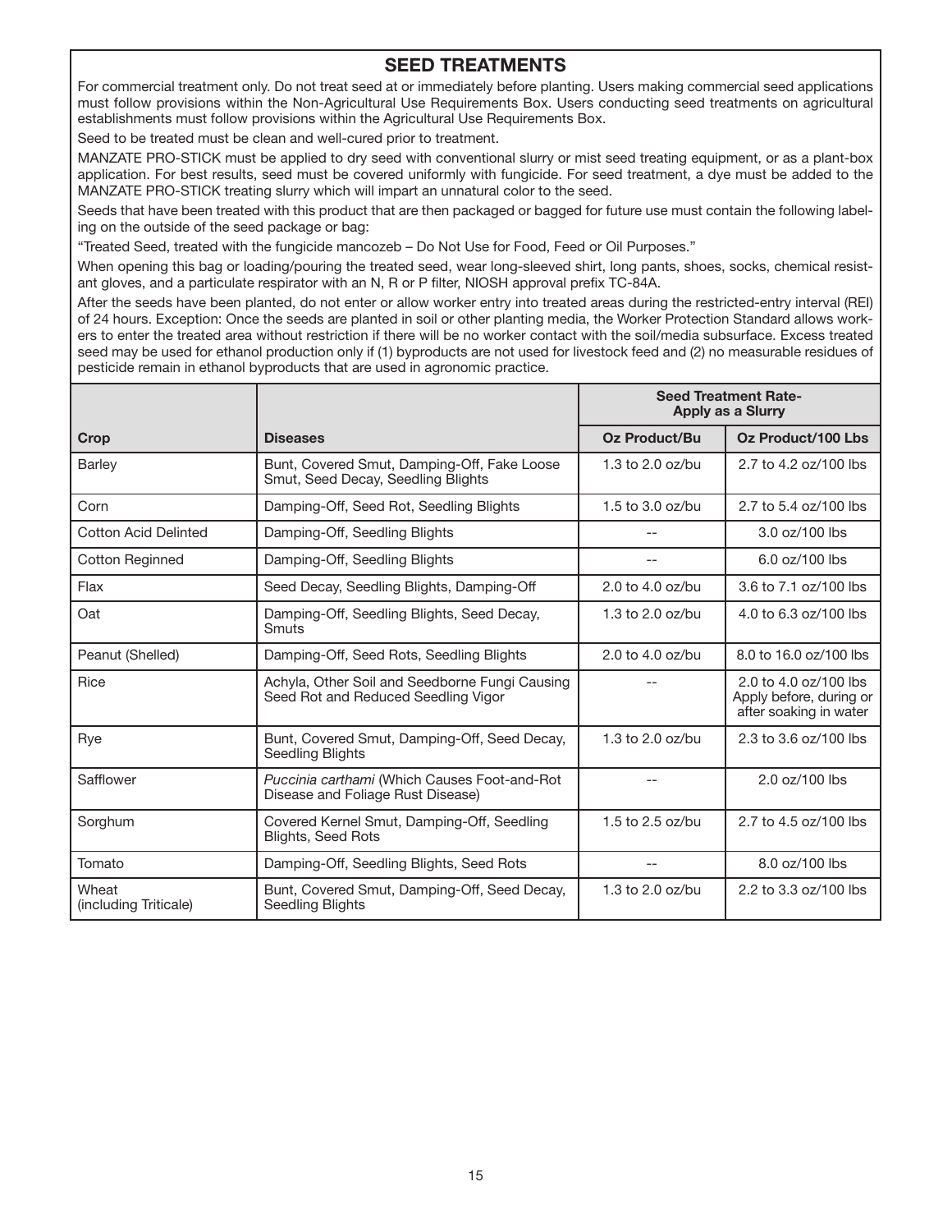## SEED TREATMENTS

For commercial treatment only. Do not treat seed at or immediately before planting. Users making commercial seed applications must follow provisions within the Non-Agricultural Use Requirements Box. Users conducting seed treatments on agricultural establishments must follow provisions within the Agricultural Use Requirements Box.

Seed to be treated must be clean and well-cured prior to treatment.

MANZATE PRO-STICK must be applied to dry seed with conventional slurry or mist seed treating equipment, or as a plant-box application. For best results, seed must be covered uniformly with fungicide. For seed treatment, a dye must be added to the MANZATE PRO-STICK treating slurry which will impart an unnatural color to the seed.

Seeds that have been treated with this product that are then packaged or bagged for future use must contain the following labeling on the outside of the seed package or bag:

"Treated Seed, treated with the fungicide mancozeb – Do Not Use for Food, Feed or Oil Purposes."

When opening this bag or loading/pouring the treated seed, wear long-sleeved shirt, long pants, shoes, socks, chemical resistant gloves, and a particulate respirator with an N, R or P filter, NIOSH approval prefix TC-84A.

After the seeds have been planted, do not enter or allow worker entry into treated areas during the restricted-entry interval (REI) of 24 hours. Exception: Once the seeds are planted in soil or other planting media, the Worker Protection Standard allows workers to enter the treated area without restriction if there will be no worker contact with the soil/media subsurface. Excess treated seed may be used for ethanol production only if (1) byproducts are not used for livestock feed and (2) no measurable residues of pesticide remain in ethanol byproducts that are used in agronomic practice.

| | | **Seed Treatment Rate- Apply as a Slurry** | |
|---|---|---|---|
| **Crop** | **Diseases** | **Oz Product/Bu** | **Oz Product/100 Lbs** |
| Barley | Bunt, Covered Smut, Damping-Off, Fake Loose Smut, Seed Decay, Seedling Blights | 1.3 to 2.0 oz/bu | 2.7 to 4.2 oz/100 lbs |
| Corn | Damping-Off, Seed Rot, Seedling Blights | 1.5 to 3.0 oz/bu | 2.7 to 5.4 oz/100 lbs |
| Cotton Acid Delinted | Damping-Off, Seedling Blights | -- | 3.0 oz/100 lbs |
| Cotton Reginned | Damping-Off, Seedling Blights | -- | 6.0 oz/100 lbs |
| Flax | Seed Decay, Seedling Blights, Damping-Off | 2.0 to 4.0 oz/bu | 3.6 to 7.1 oz/100 lbs |
| Oat | Damping-Off, Seedling Blights, Seed Decay, Smuts | 1.3 to 2.0 oz/bu | 4.0 to 6.3 oz/100 lbs |
| Peanut (Shelled) | Damping-Off, Seed Rots, Seedling Blights | 2.0 to 4.0 oz/bu | 8.0 to 16.0 oz/100 lbs |
| Rice | Achyla, Other Soil and Seedborne Fungi Causing Seed Rot and Reduced Seedling Vigor | -- | 2.0 to 4.0 oz/100 lbs Apply before, during or after soaking in water |
| Rye | Bunt, Covered Smut, Damping-Off, Seed Decay, Seedling Blights | 1.3 to 2.0 oz/bu | 2.3 to 3.6 oz/100 lbs |
| Safflower | *Puccinia carthami* (Which Causes Foot-and-Rot Disease and Foliage Rust Disease) | -- | 2.0 oz/100 lbs |
| Sorghum | Covered Kernel Smut, Damping-Off, Seedling Blights, Seed Rots | 1.5 to 2.5 oz/bu | 2.7 to 4.5 oz/100 lbs |
| Tomato | Damping-Off, Seedling Blights, Seed Rots | -- | 8.0 oz/100 lbs |
| Wheat (including Triticale) | Bunt, Covered Smut, Damping-Off, Seed Decay, Seedling Blights | 1.3 to 2.0 oz/bu | 2.2 to 3.3 oz/100 lbs |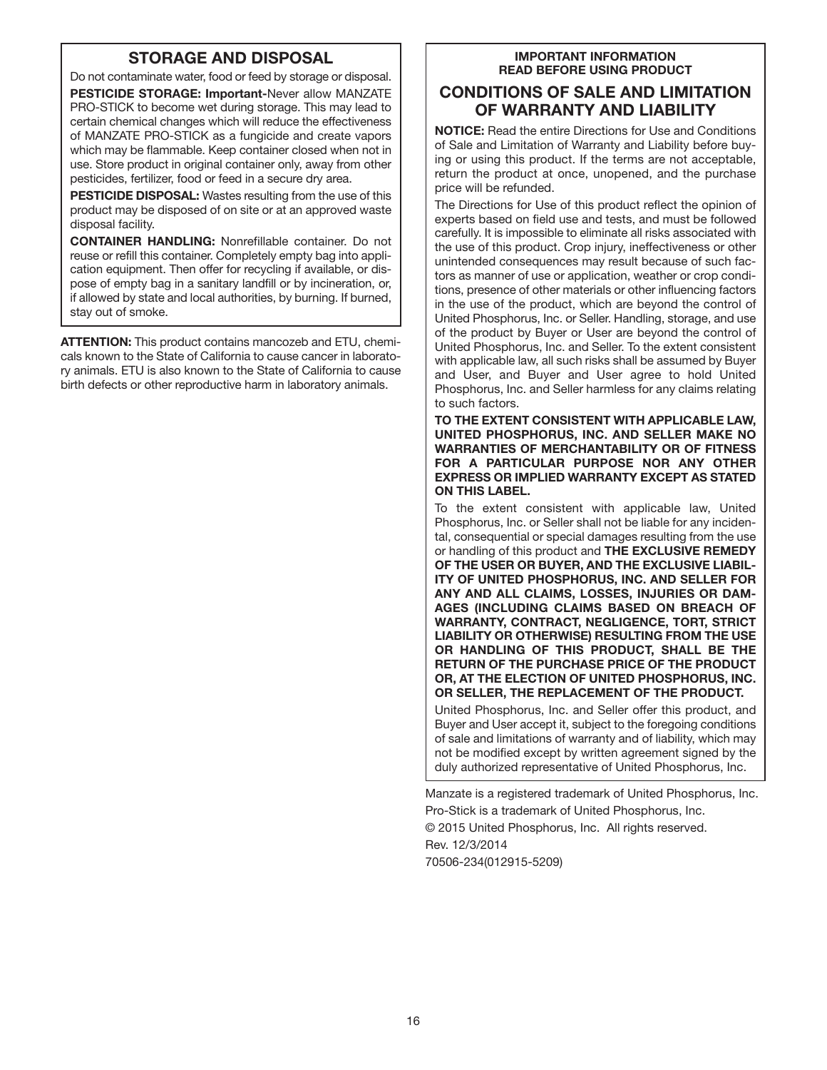## STORAGE AND DISPOSAL

Do not contaminate water, food or feed by storage or disposal.

**PESTICIDE STORAGE: Important-**Never allow MANZATE PRO-STICK to become wet during storage. This may lead to certain chemical changes which will reduce the effectiveness of MANZATE PRO-STICK as a fungicide and create vapors which may be flammable. Keep container closed when not in use. Store product in original container only, away from other pesticides, fertilizer, food or feed in a secure dry area.

**PESTICIDE DISPOSAL:** Wastes resulting from the use of this product may be disposed of on site or at an approved waste disposal facility.

**CONTAINER HANDLING:** Nonrefillable container. Do not reuse or refill this container. Completely empty bag into application equipment. Then offer for recycling if available, or dispose of empty bag in a sanitary landfill or by incineration, or, if allowed by state and local authorities, by burning. If burned, stay out of smoke.

**ATTENTION:** This product contains mancozeb and ETU, chemicals known to the State of California to cause cancer in laboratory animals. ETU is also known to the State of California to cause birth defects or other reproductive harm in laboratory animals.

**IMPORTANT INFORMATION**
**READ BEFORE USING PRODUCT**

## CONDITIONS OF SALE AND LIMITATION OF WARRANTY AND LIABILITY

**NOTICE:** Read the entire Directions for Use and Conditions of Sale and Limitation of Warranty and Liability before buying or using this product. If the terms are not acceptable, return the product at once, unopened, and the purchase price will be refunded.

The Directions for Use of this product reflect the opinion of experts based on field use and tests, and must be followed carefully. It is impossible to eliminate all risks associated with the use of this product. Crop injury, ineffectiveness or other unintended consequences may result because of such factors as manner of use or application, weather or crop conditions, presence of other materials or other influencing factors in the use of the product, which are beyond the control of United Phosphorus, Inc. or Seller. Handling, storage, and use of the product by Buyer or User are beyond the control of United Phosphorus, Inc. and Seller. To the extent consistent with applicable law, all such risks shall be assumed by Buyer and User, and Buyer and User agree to hold United Phosphorus, Inc. and Seller harmless for any claims relating to such factors.

**TO THE EXTENT CONSISTENT WITH APPLICABLE LAW, UNITED PHOSPHORUS, INC. AND SELLER MAKE NO WARRANTIES OF MERCHANTABILITY OR OF FITNESS FOR A PARTICULAR PURPOSE NOR ANY OTHER EXPRESS OR IMPLIED WARRANTY EXCEPT AS STATED ON THIS LABEL.**

To the extent consistent with applicable law, United Phosphorus, Inc. or Seller shall not be liable for any incidental, consequential or special damages resulting from the use or handling of this product and **THE EXCLUSIVE REMEDY OF THE USER OR BUYER, AND THE EXCLUSIVE LIABILITY OF UNITED PHOSPHORUS, INC. AND SELLER FOR ANY AND ALL CLAIMS, LOSSES, INJURIES OR DAMAGES (INCLUDING CLAIMS BASED ON BREACH OF WARRANTY, CONTRACT, NEGLIGENCE, TORT, STRICT LIABILITY OR OTHERWISE) RESULTING FROM THE USE OR HANDLING OF THIS PRODUCT, SHALL BE THE RETURN OF THE PURCHASE PRICE OF THE PRODUCT OR, AT THE ELECTION OF UNITED PHOSPHORUS, INC. OR SELLER, THE REPLACEMENT OF THE PRODUCT.**

United Phosphorus, Inc. and Seller offer this product, and Buyer and User accept it, subject to the foregoing conditions of sale and limitations of warranty and of liability, which may not be modified except by written agreement signed by the duly authorized representative of United Phosphorus, Inc.

Manzate is a registered trademark of United Phosphorus, Inc.
Pro-Stick is a trademark of United Phosphorus, Inc.
© 2015 United Phosphorus, Inc. All rights reserved.
Rev. 12/3/2014
70506-234(012915-5209)